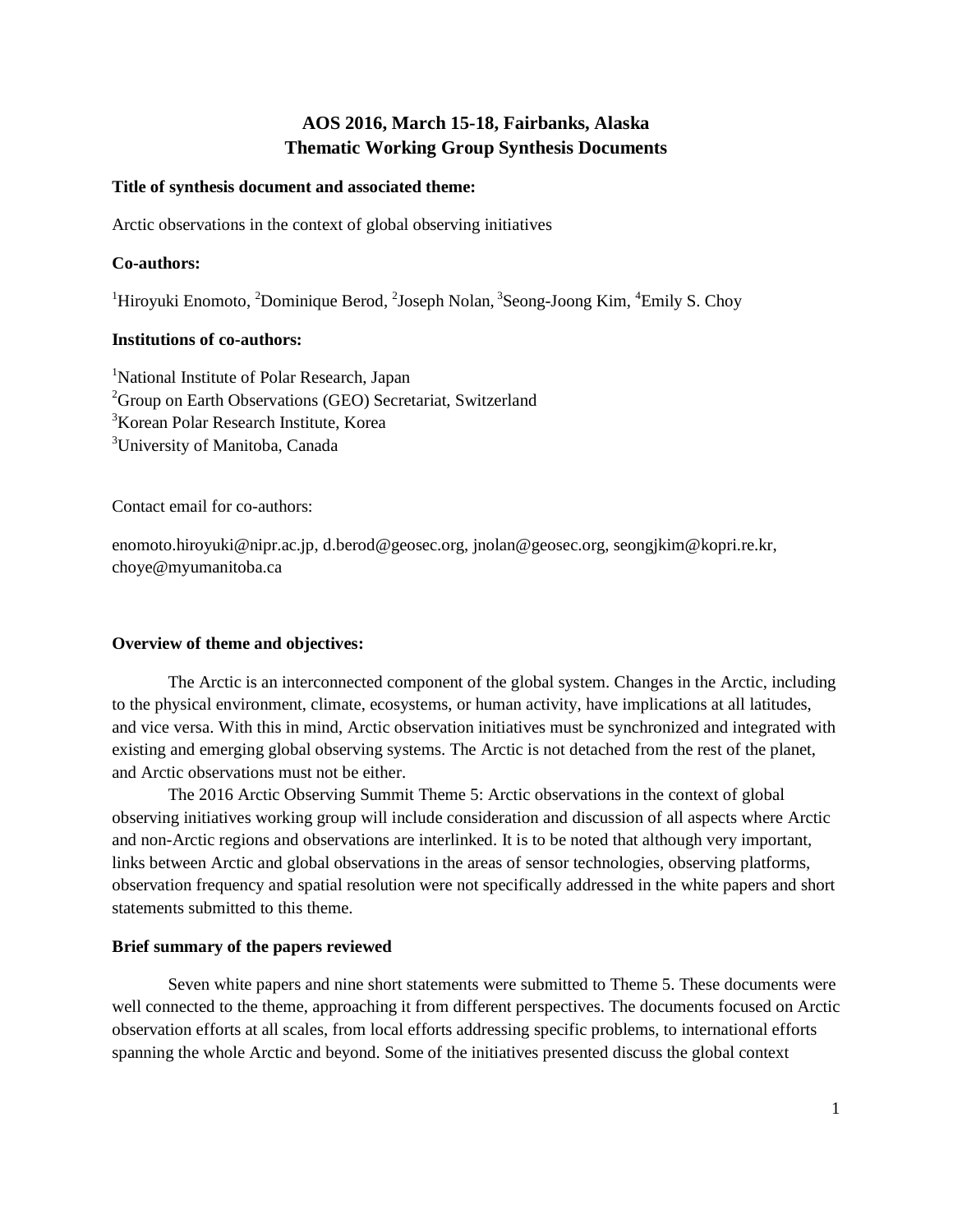# AOS 2016, March 15-18, Fairbanks, Alaska
# Thematic Working Group Synthesis Documents

**Title of synthesis document and associated theme:**

Arctic observations in the context of global observing initiatives

**Co-authors:**

[1]Hiroyuki Enomoto, [2]Dominique Berod, [2]Joseph Nolan, [3]Seong-Joong Kim, [4]Emily S. Choy

**Institutions of co-authors:**

[1]National Institute of Polar Research, Japan
[2]Group on Earth Observations (GEO) Secretariat, Switzerland
[3]Korean Polar Research Institute, Korea
[3]University of Manitoba, Canada

Contact email for co-authors:

enomoto.hiroyuki@nipr.ac.jp, d.berod@geosec.org, jnolan@geosec.org, seongjkim@kopri.re.kr, choye@myumanitoba.ca

**Overview of theme and objectives:**

The Arctic is an interconnected component of the global system. Changes in the Arctic, including to the physical environment, climate, ecosystems, or human activity, have implications at all latitudes, and vice versa. With this in mind, Arctic observation initiatives must be synchronized and integrated with existing and emerging global observing systems. The Arctic is not detached from the rest of the planet, and Arctic observations must not be either.

The 2016 Arctic Observing Summit Theme 5: Arctic observations in the context of global observing initiatives working group will include consideration and discussion of all aspects where Arctic and non-Arctic regions and observations are interlinked. It is to be noted that although very important, links between Arctic and global observations in the areas of sensor technologies, observing platforms, observation frequency and spatial resolution were not specifically addressed in the white papers and short statements submitted to this theme.

**Brief summary of the papers reviewed**

Seven white papers and nine short statements were submitted to Theme 5. These documents were well connected to the theme, approaching it from different perspectives. The documents focused on Arctic observation efforts at all scales, from local efforts addressing specific problems, to international efforts spanning the whole Arctic and beyond. Some of the initiatives presented discuss the global context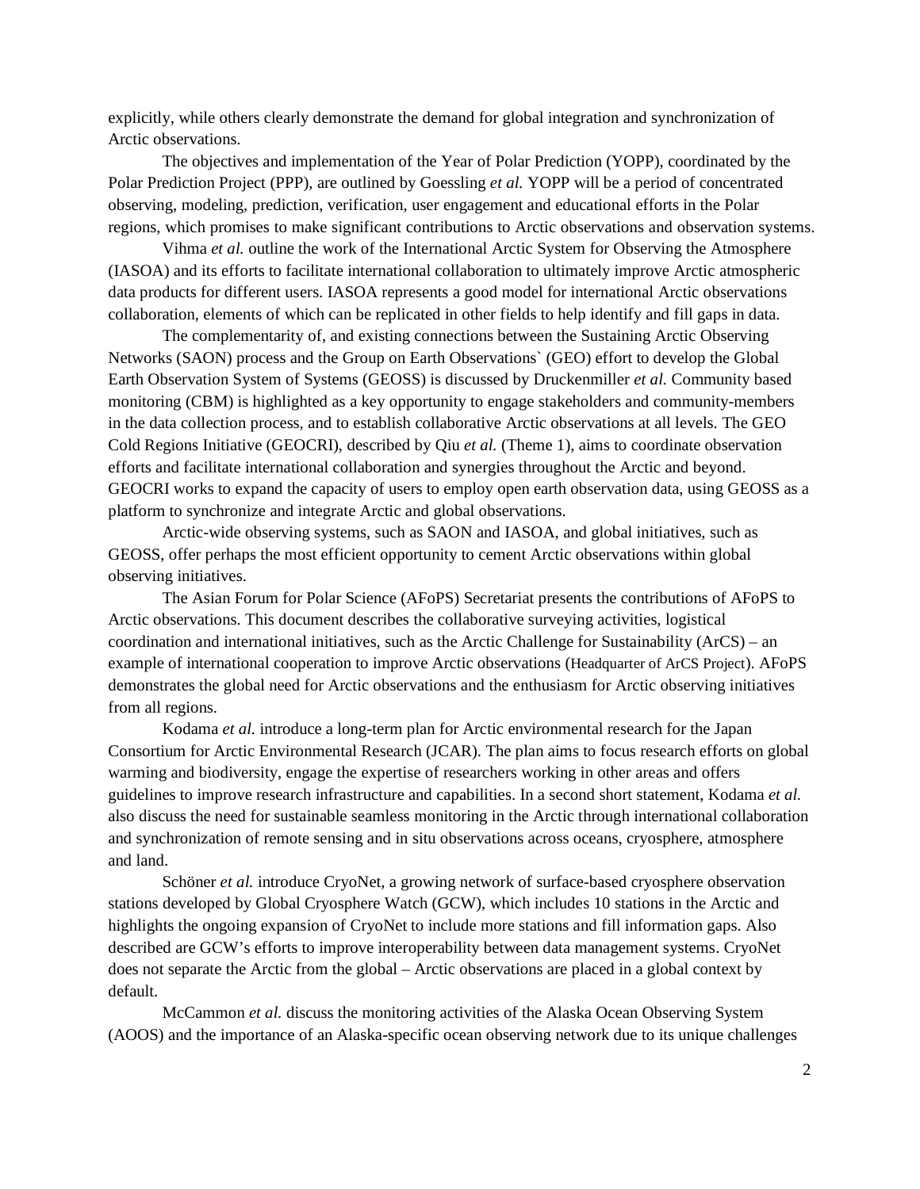explicitly, while others clearly demonstrate the demand for global integration and synchronization of Arctic observations.

The objectives and implementation of the Year of Polar Prediction (YOPP), coordinated by the Polar Prediction Project (PPP), are outlined by Goessling *et al.* YOPP will be a period of concentrated observing, modeling, prediction, verification, user engagement and educational efforts in the Polar regions, which promises to make significant contributions to Arctic observations and observation systems.

Vihma *et al.* outline the work of the International Arctic System for Observing the Atmosphere (IASOA) and its efforts to facilitate international collaboration to ultimately improve Arctic atmospheric data products for different users. IASOA represents a good model for international Arctic observations collaboration, elements of which can be replicated in other fields to help identify and fill gaps in data.

The complementarity of, and existing connections between the Sustaining Arctic Observing Networks (SAON) process and the Group on Earth Observations` (GEO) effort to develop the Global Earth Observation System of Systems (GEOSS) is discussed by Druckenmiller *et al.* Community based monitoring (CBM) is highlighted as a key opportunity to engage stakeholders and community-members in the data collection process, and to establish collaborative Arctic observations at all levels. The GEO Cold Regions Initiative (GEOCRI), described by Qiu *et al.* (Theme 1), aims to coordinate observation efforts and facilitate international collaboration and synergies throughout the Arctic and beyond. GEOCRI works to expand the capacity of users to employ open earth observation data, using GEOSS as a platform to synchronize and integrate Arctic and global observations.

Arctic-wide observing systems, such as SAON and IASOA, and global initiatives, such as GEOSS, offer perhaps the most efficient opportunity to cement Arctic observations within global observing initiatives.

The Asian Forum for Polar Science (AFoPS) Secretariat presents the contributions of AFoPS to Arctic observations. This document describes the collaborative surveying activities, logistical coordination and international initiatives, such as the Arctic Challenge for Sustainability (ArCS) – an example of international cooperation to improve Arctic observations (Headquarter of ArCS Project). AFoPS demonstrates the global need for Arctic observations and the enthusiasm for Arctic observing initiatives from all regions.

Kodama *et al.* introduce a long-term plan for Arctic environmental research for the Japan Consortium for Arctic Environmental Research (JCAR). The plan aims to focus research efforts on global warming and biodiversity, engage the expertise of researchers working in other areas and offers guidelines to improve research infrastructure and capabilities. In a second short statement, Kodama *et al.* also discuss the need for sustainable seamless monitoring in the Arctic through international collaboration and synchronization of remote sensing and in situ observations across oceans, cryosphere, atmosphere and land.

Schöner *et al.* introduce CryoNet, a growing network of surface-based cryosphere observation stations developed by Global Cryosphere Watch (GCW), which includes 10 stations in the Arctic and highlights the ongoing expansion of CryoNet to include more stations and fill information gaps. Also described are GCW's efforts to improve interoperability between data management systems. CryoNet does not separate the Arctic from the global – Arctic observations are placed in a global context by default.

McCammon *et al.* discuss the monitoring activities of the Alaska Ocean Observing System (AOOS) and the importance of an Alaska-specific ocean observing network due to its unique challenges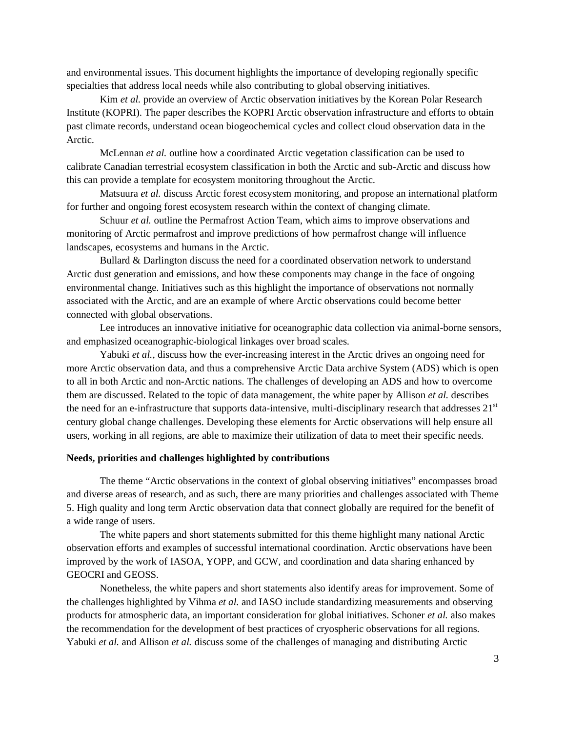and environmental issues. This document highlights the importance of developing regionally specific specialties that address local needs while also contributing to global observing initiatives.

Kim *et al.* provide an overview of Arctic observation initiatives by the Korean Polar Research Institute (KOPRI). The paper describes the KOPRI Arctic observation infrastructure and efforts to obtain past climate records, understand ocean biogeochemical cycles and collect cloud observation data in the Arctic.

McLennan *et al.* outline how a coordinated Arctic vegetation classification can be used to calibrate Canadian terrestrial ecosystem classification in both the Arctic and sub-Arctic and discuss how this can provide a template for ecosystem monitoring throughout the Arctic.

Matsuura *et al.* discuss Arctic forest ecosystem monitoring, and propose an international platform for further and ongoing forest ecosystem research within the context of changing climate.

Schuur *et al.* outline the Permafrost Action Team, which aims to improve observations and monitoring of Arctic permafrost and improve predictions of how permafrost change will influence landscapes, ecosystems and humans in the Arctic.

Bullard & Darlington discuss the need for a coordinated observation network to understand Arctic dust generation and emissions, and how these components may change in the face of ongoing environmental change. Initiatives such as this highlight the importance of observations not normally associated with the Arctic, and are an example of where Arctic observations could become better connected with global observations.

Lee introduces an innovative initiative for oceanographic data collection via animal-borne sensors, and emphasized oceanographic-biological linkages over broad scales.

Yabuki *et al.*, discuss how the ever-increasing interest in the Arctic drives an ongoing need for more Arctic observation data, and thus a comprehensive Arctic Data archive System (ADS) which is open to all in both Arctic and non-Arctic nations. The challenges of developing an ADS and how to overcome them are discussed. Related to the topic of data management, the white paper by Allison *et al.* describes the need for an e-infrastructure that supports data-intensive, multi-disciplinary research that addresses 21st century global change challenges. Developing these elements for Arctic observations will help ensure all users, working in all regions, are able to maximize their utilization of data to meet their specific needs.

**Needs, priorities and challenges highlighted by contributions**

The theme "Arctic observations in the context of global observing initiatives" encompasses broad and diverse areas of research, and as such, there are many priorities and challenges associated with Theme 5. High quality and long term Arctic observation data that connect globally are required for the benefit of a wide range of users.

The white papers and short statements submitted for this theme highlight many national Arctic observation efforts and examples of successful international coordination. Arctic observations have been improved by the work of IASOA, YOPP, and GCW, and coordination and data sharing enhanced by GEOCRI and GEOSS.

Nonetheless, the white papers and short statements also identify areas for improvement. Some of the challenges highlighted by Vihma *et al.* and IASO include standardizing measurements and observing products for atmospheric data, an important consideration for global initiatives. Schoner *et al.* also makes the recommendation for the development of best practices of cryospheric observations for all regions. Yabuki *et al.* and Allison *et al.* discuss some of the challenges of managing and distributing Arctic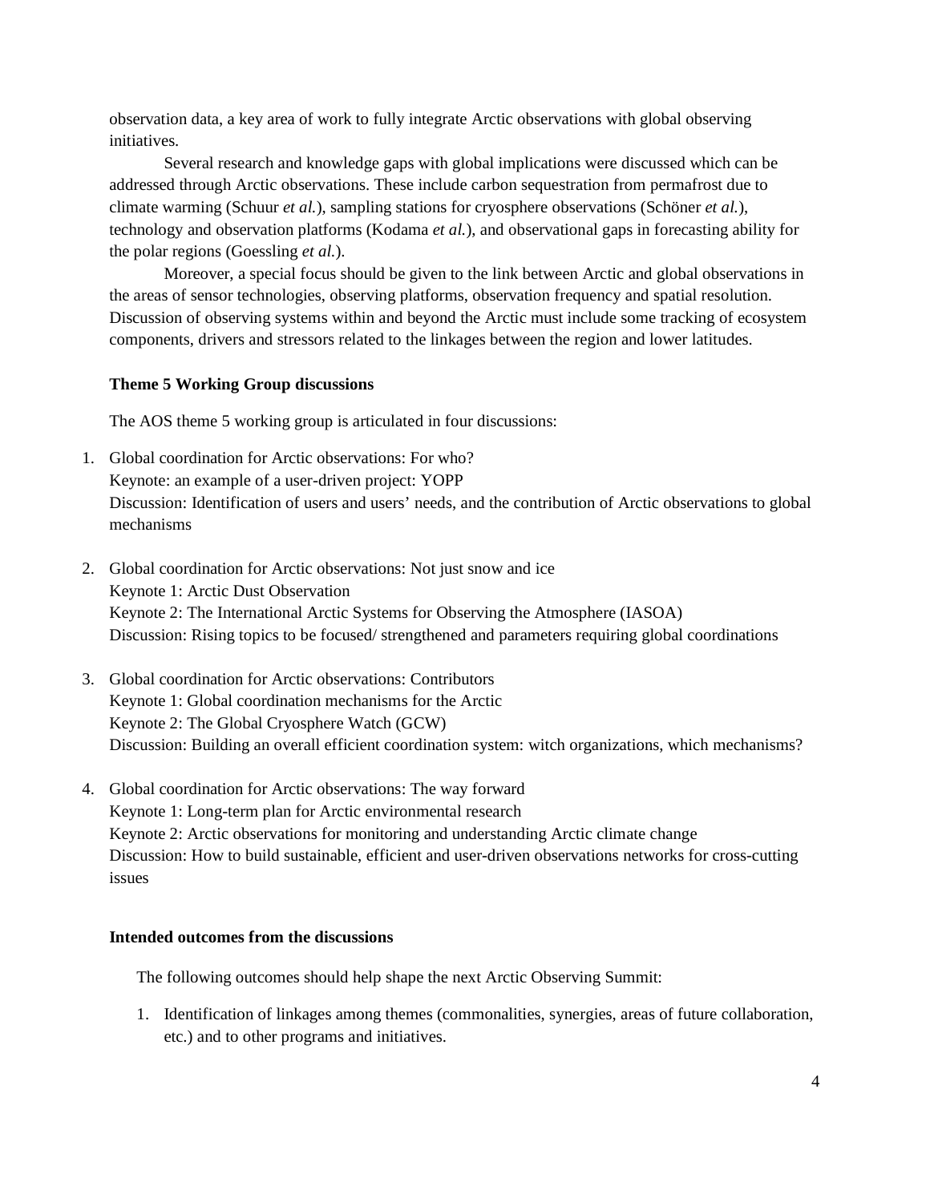observation data, a key area of work to fully integrate Arctic observations with global observing initiatives.

Several research and knowledge gaps with global implications were discussed which can be addressed through Arctic observations. These include carbon sequestration from permafrost due to climate warming (Schuur *et al.*), sampling stations for cryosphere observations (Schöner *et al.*), technology and observation platforms (Kodama *et al.*), and observational gaps in forecasting ability for the polar regions (Goessling *et al.*).

Moreover, a special focus should be given to the link between Arctic and global observations in the areas of sensor technologies, observing platforms, observation frequency and spatial resolution. Discussion of observing systems within and beyond the Arctic must include some tracking of ecosystem components, drivers and stressors related to the linkages between the region and lower latitudes.

### Theme 5 Working Group discussions

The AOS theme 5 working group is articulated in four discussions:

1. Global coordination for Arctic observations: For who?
   Keynote: an example of a user-driven project: YOPP
   Discussion: Identification of users and users' needs, and the contribution of Arctic observations to global mechanisms

2. Global coordination for Arctic observations: Not just snow and ice
   Keynote 1: Arctic Dust Observation
   Keynote 2: The International Arctic Systems for Observing the Atmosphere (IASOA)
   Discussion: Rising topics to be focused/ strengthened and parameters requiring global coordinations

3. Global coordination for Arctic observations: Contributors
   Keynote 1: Global coordination mechanisms for the Arctic
   Keynote 2: The Global Cryosphere Watch (GCW)
   Discussion: Building an overall efficient coordination system: witch organizations, which mechanisms?

4. Global coordination for Arctic observations: The way forward
   Keynote 1: Long-term plan for Arctic environmental research
   Keynote 2: Arctic observations for monitoring and understanding Arctic climate change
   Discussion: How to build sustainable, efficient and user-driven observations networks for cross-cutting issues

### Intended outcomes from the discussions

The following outcomes should help shape the next Arctic Observing Summit:

1. Identification of linkages among themes (commonalities, synergies, areas of future collaboration, etc.) and to other programs and initiatives.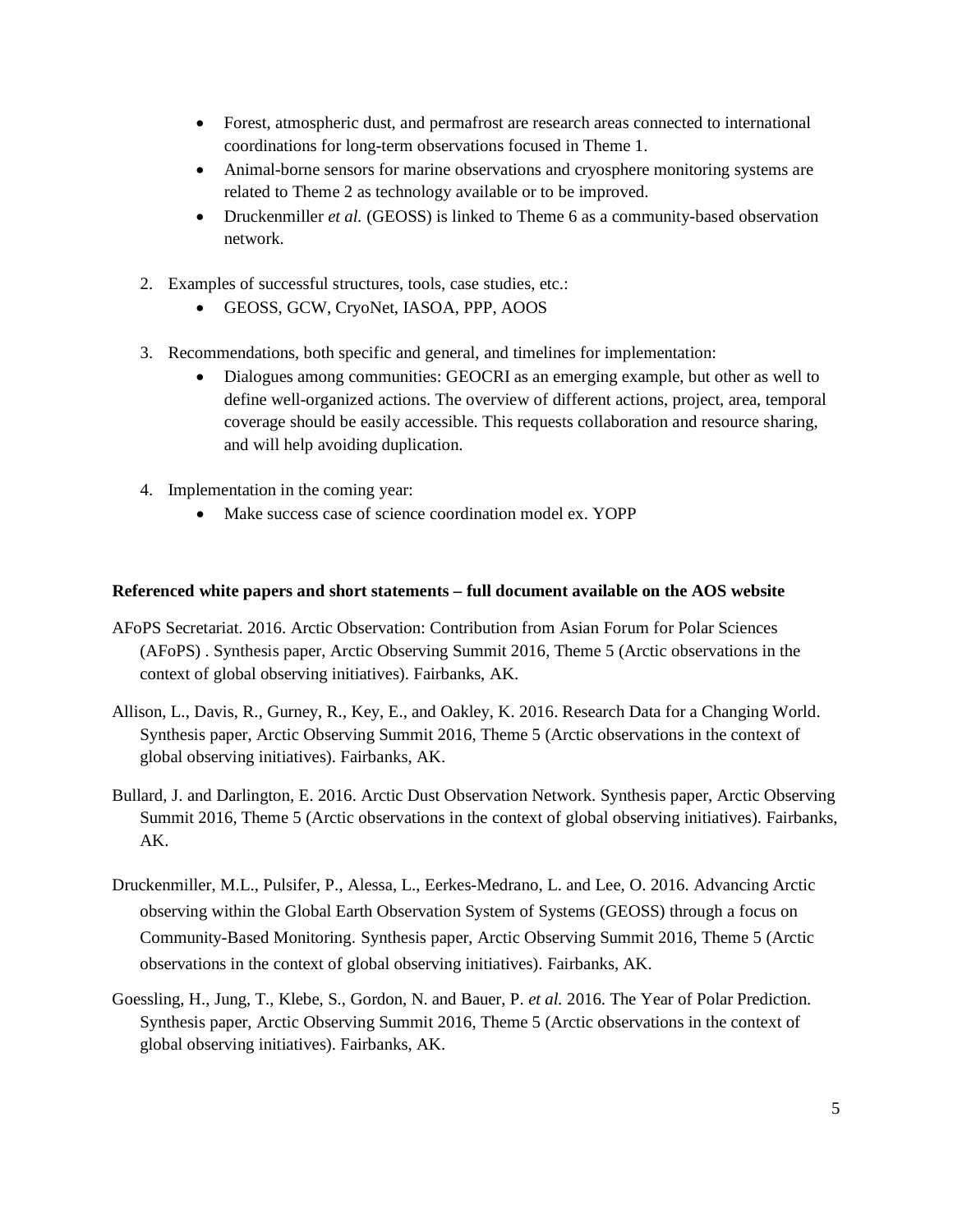- Forest, atmospheric dust, and permafrost are research areas connected to international coordinations for long-term observations focused in Theme 1.
- Animal-borne sensors for marine observations and cryosphere monitoring systems are related to Theme 2 as technology available or to be improved.
- Druckenmiller *et al.* (GEOSS) is linked to Theme 6 as a community-based observation network.

2. Examples of successful structures, tools, case studies, etc.:
    - GEOSS, GCW, CryoNet, IASOA, PPP, AOOS

3. Recommendations, both specific and general, and timelines for implementation:
    - Dialogues among communities: GEOCRI as an emerging example, but other as well to define well-organized actions. The overview of different actions, project, area, temporal coverage should be easily accessible. This requests collaboration and resource sharing, and will help avoiding duplication.

4. Implementation in the coming year:
    - Make success case of science coordination model ex. YOPP

**Referenced white papers and short statements – full document available on the AOS website**

AFoPS Secretariat. 2016. Arctic Observation: Contribution from Asian Forum for Polar Sciences (AFoPS) . Synthesis paper, Arctic Observing Summit 2016, Theme 5 (Arctic observations in the context of global observing initiatives). Fairbanks, AK.

Allison, L., Davis, R., Gurney, R., Key, E., and Oakley, K. 2016. Research Data for a Changing World. Synthesis paper, Arctic Observing Summit 2016, Theme 5 (Arctic observations in the context of global observing initiatives). Fairbanks, AK.

Bullard, J. and Darlington, E. 2016. Arctic Dust Observation Network. Synthesis paper, Arctic Observing Summit 2016, Theme 5 (Arctic observations in the context of global observing initiatives). Fairbanks, AK.

Druckenmiller, M.L., Pulsifer, P., Alessa, L., Eerkes-Medrano, L. and Lee, O. 2016. Advancing Arctic observing within the Global Earth Observation System of Systems (GEOSS) through a focus on Community-Based Monitoring. Synthesis paper, Arctic Observing Summit 2016, Theme 5 (Arctic observations in the context of global observing initiatives). Fairbanks, AK.

Goessling, H., Jung, T., Klebe, S., Gordon, N. and Bauer, P. *et al.* 2016. The Year of Polar Prediction. Synthesis paper, Arctic Observing Summit 2016, Theme 5 (Arctic observations in the context of global observing initiatives). Fairbanks, AK.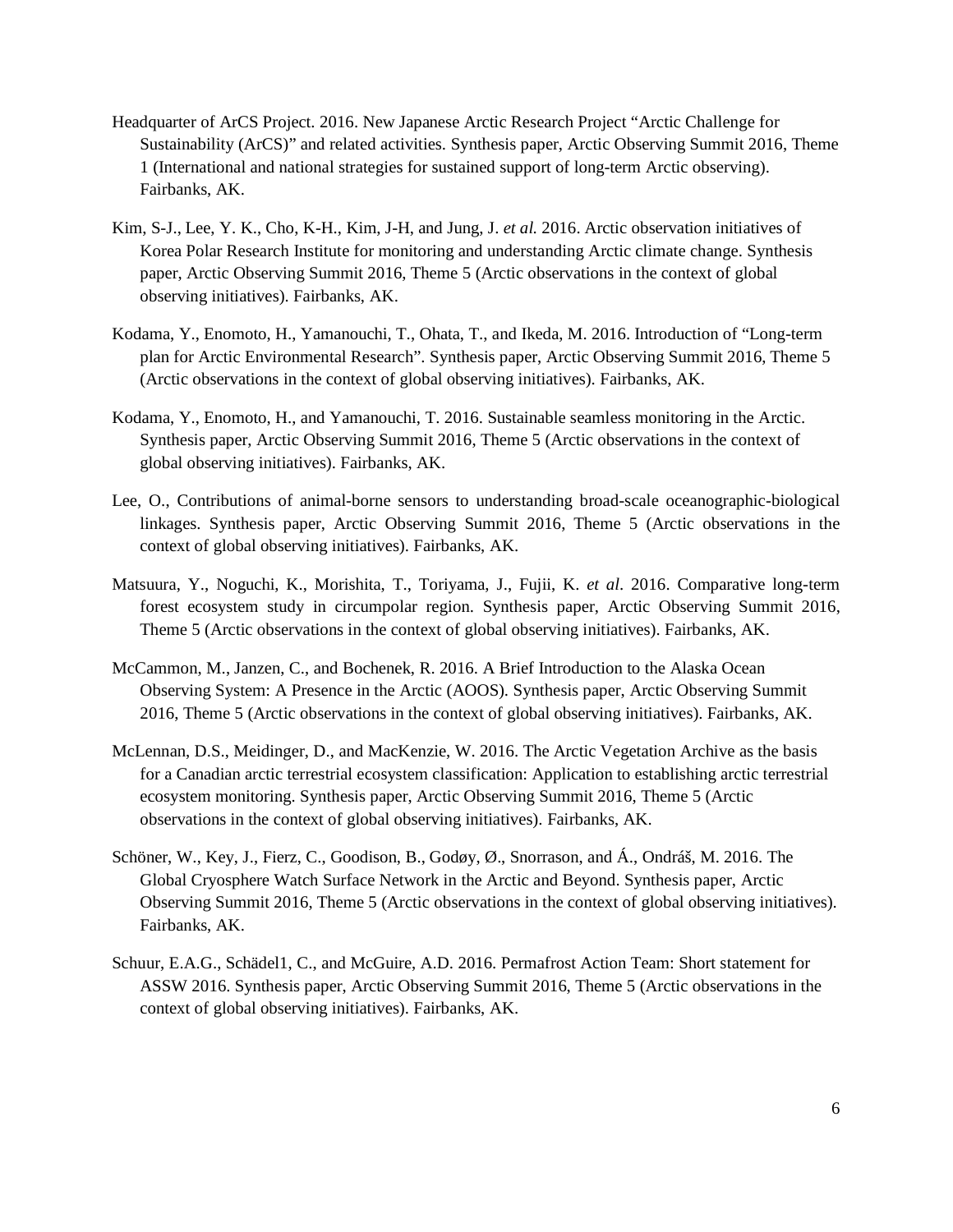Headquarter of ArCS Project. 2016. New Japanese Arctic Research Project “Arctic Challenge for Sustainability (ArCS)” and related activities. Synthesis paper, Arctic Observing Summit 2016, Theme 1 (International and national strategies for sustained support of long-term Arctic observing). Fairbanks, AK.

Kim, S-J., Lee, Y. K., Cho, K-H., Kim, J-H, and Jung, J. *et al.* 2016. Arctic observation initiatives of Korea Polar Research Institute for monitoring and understanding Arctic climate change. Synthesis paper, Arctic Observing Summit 2016, Theme 5 (Arctic observations in the context of global observing initiatives). Fairbanks, AK.

Kodama, Y., Enomoto, H., Yamanouchi, T., Ohata, T., and Ikeda, M. 2016. Introduction of “Long-term plan for Arctic Environmental Research”. Synthesis paper, Arctic Observing Summit 2016, Theme 5 (Arctic observations in the context of global observing initiatives). Fairbanks, AK.

Kodama, Y., Enomoto, H., and Yamanouchi, T. 2016. Sustainable seamless monitoring in the Arctic. Synthesis paper, Arctic Observing Summit 2016, Theme 5 (Arctic observations in the context of global observing initiatives). Fairbanks, AK.

Lee, O., Contributions of animal-borne sensors to understanding broad-scale oceanographic-biological linkages. Synthesis paper, Arctic Observing Summit 2016, Theme 5 (Arctic observations in the context of global observing initiatives). Fairbanks, AK.

Matsuura, Y., Noguchi, K., Morishita, T., Toriyama, J., Fujii, K. *et al*. 2016. Comparative long-term forest ecosystem study in circumpolar region. Synthesis paper, Arctic Observing Summit 2016, Theme 5 (Arctic observations in the context of global observing initiatives). Fairbanks, AK.

McCammon, M., Janzen, C., and Bochenek, R. 2016. A Brief Introduction to the Alaska Ocean Observing System: A Presence in the Arctic (AOOS). Synthesis paper, Arctic Observing Summit 2016, Theme 5 (Arctic observations in the context of global observing initiatives). Fairbanks, AK.

McLennan, D.S., Meidinger, D., and MacKenzie, W. 2016. The Arctic Vegetation Archive as the basis for a Canadian arctic terrestrial ecosystem classification: Application to establishing arctic terrestrial ecosystem monitoring. Synthesis paper, Arctic Observing Summit 2016, Theme 5 (Arctic observations in the context of global observing initiatives). Fairbanks, AK.

Schöner, W., Key, J., Fierz, C., Goodison, B., Godøy, Ø., Snorrason, and Á., Ondráš, M. 2016. The Global Cryosphere Watch Surface Network in the Arctic and Beyond. Synthesis paper, Arctic Observing Summit 2016, Theme 5 (Arctic observations in the context of global observing initiatives). Fairbanks, AK.

Schuur, E.A.G., Schädel1, C., and McGuire, A.D. 2016. Permafrost Action Team: Short statement for ASSW 2016. Synthesis paper, Arctic Observing Summit 2016, Theme 5 (Arctic observations in the context of global observing initiatives). Fairbanks, AK.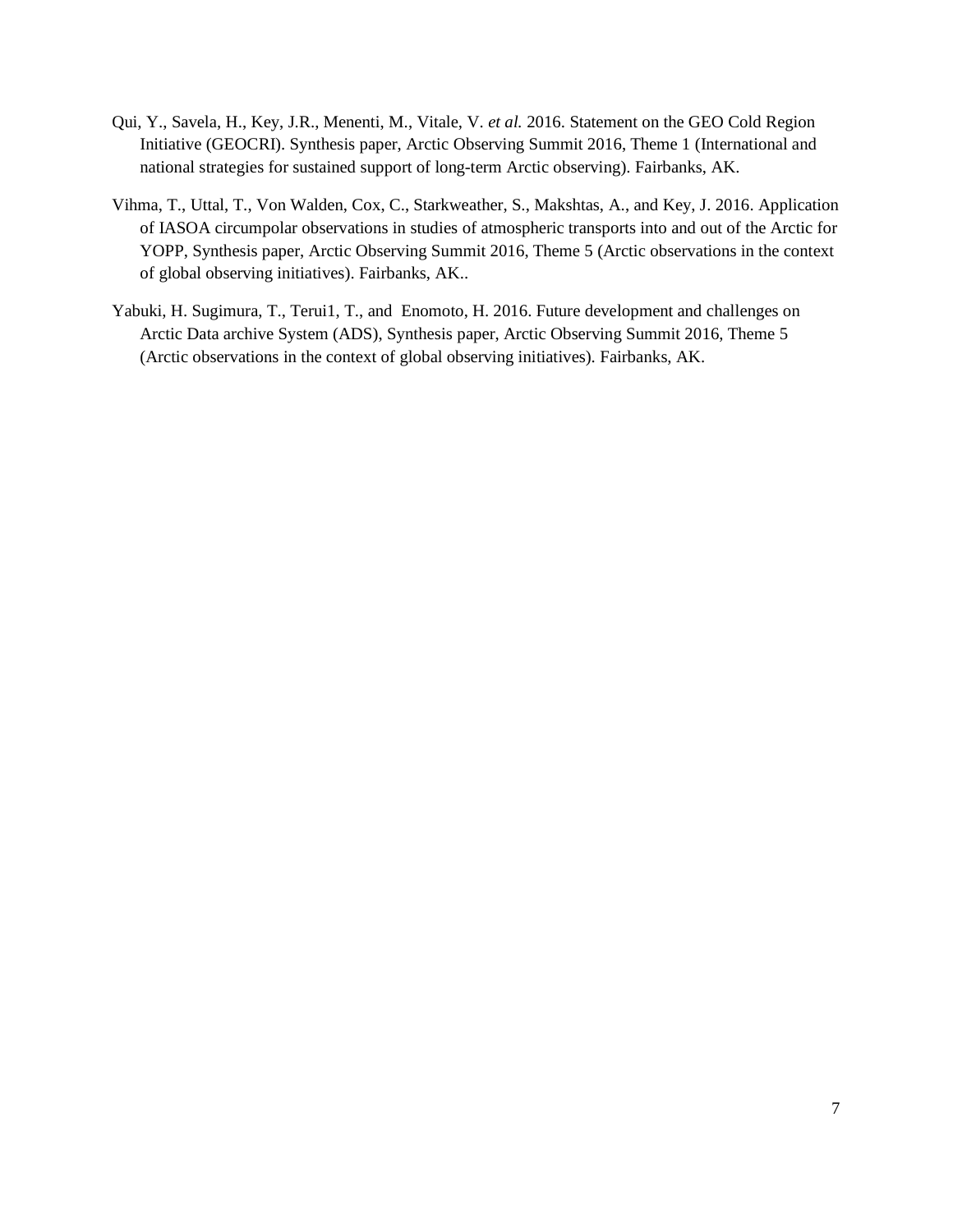Qui, Y., Savela, H., Key, J.R., Menenti, M., Vitale, V. *et al.* 2016. Statement on the GEO Cold Region Initiative (GEOCRI). Synthesis paper, Arctic Observing Summit 2016, Theme 1 (International and national strategies for sustained support of long-term Arctic observing). Fairbanks, AK.

Vihma, T., Uttal, T., Von Walden, Cox, C., Starkweather, S., Makshtas, A., and Key, J. 2016. Application of IASOA circumpolar observations in studies of atmospheric transports into and out of the Arctic for YOPP, Synthesis paper, Arctic Observing Summit 2016, Theme 5 (Arctic observations in the context of global observing initiatives). Fairbanks, AK..

Yabuki, H. Sugimura, T., Terui1, T., and Enomoto, H. 2016. Future development and challenges on Arctic Data archive System (ADS), Synthesis paper, Arctic Observing Summit 2016, Theme 5 (Arctic observations in the context of global observing initiatives). Fairbanks, AK.